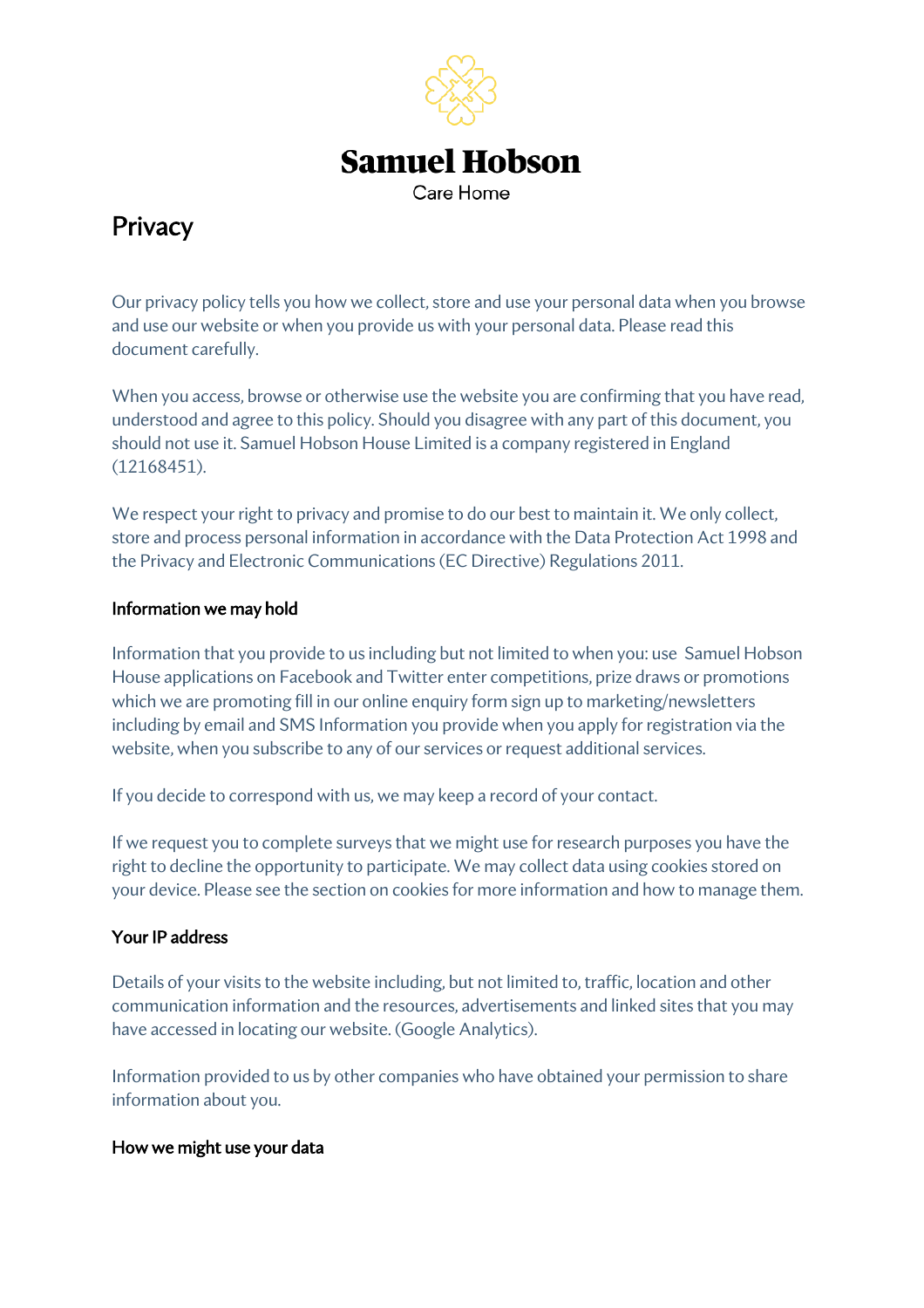# Samuel Hobson

Care Home

## Privacy

Our privacy policy tells you how we collect, store and use your personal data when you browse and use our website or when you provide us with your personal data. Please read this document carefully.

When you access, browse or otherwise use the website you are confirming that you have read, understood and agree to this policy. Should you disagree with any part of this document, you should not use it. Samuel Hobson House Limited is a company registered in England (12168451).

We respect your right to privacy and promise to do our best to maintain it. We only collect, store and process personal information in accordance with the Data Protection Act 1998 and the Privacy and Electronic Communications (EC Directive) Regulations 2011.

### Information we may hold

Information that you provide to us including but not limited to when you: use Samuel Hobson House applications on Facebook and Twitter enter competitions, prize draws or promotions which we are promoting fill in our online enquiry form sign up to marketing/newsletters including by email and SMS Information you provide when you apply for registration via the website, when you subscribe to any of our services or request additional services.

If you decide to correspond with us, we may keep a record of your contact.

If we request you to complete surveys that we might use for research purposes you have the right to decline the opportunity to participate. We may collect data using cookies stored on your device. Please see the section on cookies for more information and how to manage them.

### Your IP address

Details of your visits to the website including, but not limited to, traffic, location and other communication information and the resources, advertisements and linked sites that you may have accessed in locating our website. (Google Analytics).

Information provided to us by other companies who have obtained your permission to share information about you.

### How we might use your data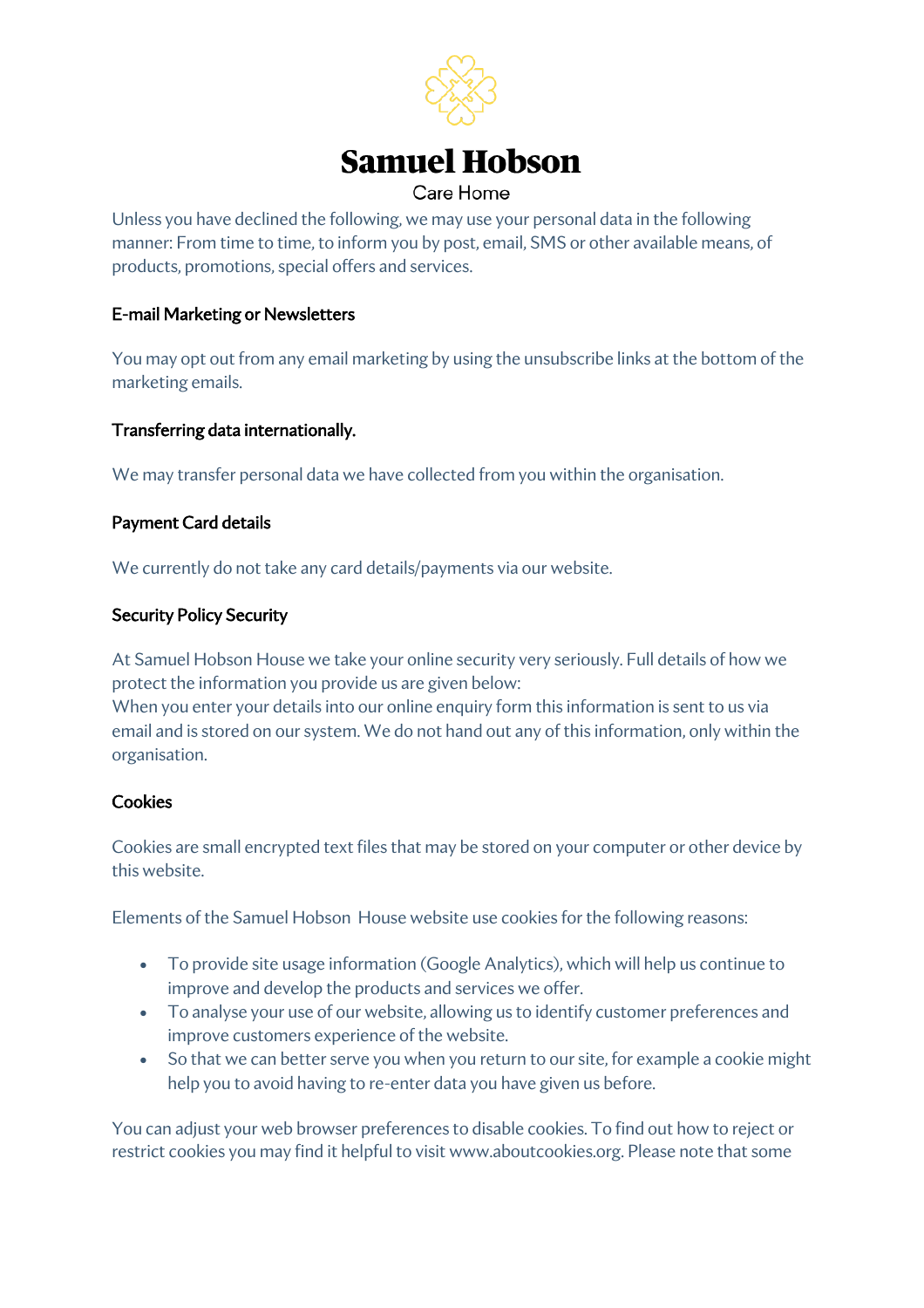Unless you have declined the following, we may use your personal data in the following manner: From time to time, to inform you by post, email, SMS or other available means, of products, promotions, special offers and services.

**E-mail Marketing or Newsletters**

You may opt out from any email marketing by using the unsubscribe links at the bottom of the marketing emails.

**Transferring data internationally.**

We may transfer personal data we have collected from you within the organisation.

**Payment Card details**

We currently do not take any card details/payments via our website.

**Security Policy Security**

At Samuel Hobson House we take your online security very seriously. Full details of how we protect the information you provide us are given below:
When you enter your details into our online enquiry form this information is sent to us via email and is stored on our system. We do not hand out any of this information, only within the organisation.

**Cookies**

Cookies are small encrypted text files that may be stored on your computer or other device by this website.

Elements of the Samuel Hobson House website use cookies for the following reasons:

- To provide site usage information (Google Analytics), which will help us continue to improve and develop the products and services we offer.
- To analyse your use of our website, allowing us to identify customer preferences and improve customers experience of the website.
- So that we can better serve you when you return to our site, for example a cookie might help you to avoid having to re-enter data you have given us before.

You can adjust your web browser preferences to disable cookies. To find out how to reject or restrict cookies you may find it helpful to visit www.aboutcookies.org. Please note that some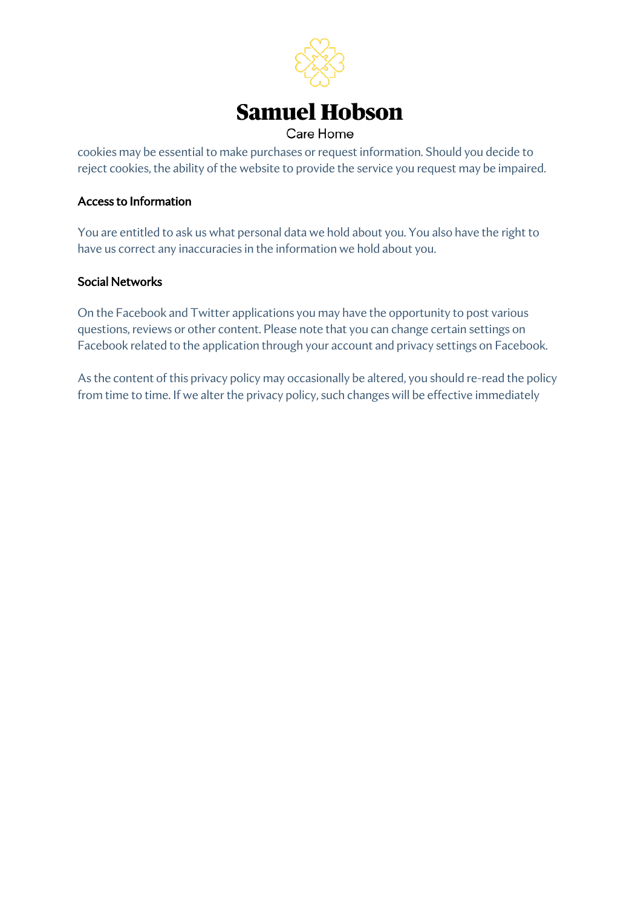cookies may be essential to make purchases or request information. Should you decide to reject cookies, the ability of the website to provide the service you request may be impaired.

### Access to Information

You are entitled to ask us what personal data we hold about you. You also have the right to have us correct any inaccuracies in the information we hold about you.

### Social Networks

On the Facebook and Twitter applications you may have the opportunity to post various questions, reviews or other content. Please note that you can change certain settings on Facebook related to the application through your account and privacy settings on Facebook.

As the content of this privacy policy may occasionally be altered, you should re-read the policy from time to time. If we alter the privacy policy, such changes will be effective immediately